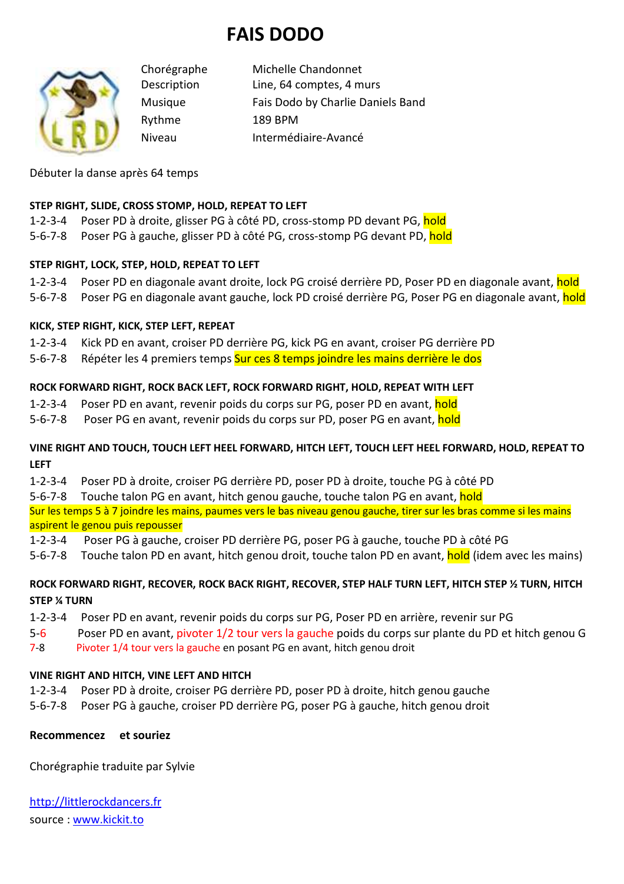# FAIS DODO

| | |
|---|---|
| Chorégraphe | Michelle Chandonnet |
| Description | Line, 64 comptes, 4 murs |
| Musique | Fais Dodo by Charlie Daniels Band |
| Rythme | 189 BPM |
| Niveau | Intermédiaire-Avancé |

Débuter la danse après 64 temps

**STEP RIGHT, SLIDE, CROSS STOMP, HOLD, REPEAT TO LEFT**

1-2-3-4 Poser PD à droite, glisser PG à côté PD, cross-stomp PD devant PG, hold
5-6-7-8 Poser PG à gauche, glisser PD à côté PG, cross-stomp PG devant PD, hold

**STEP RIGHT, LOCK, STEP, HOLD, REPEAT TO LEFT**

1-2-3-4 Poser PD en diagonale avant droite, lock PG croisé derrière PD, Poser PD en diagonale avant, hold
5-6-7-8 Poser PG en diagonale avant gauche, lock PD croisé derrière PG, Poser PG en diagonale avant, hold

**KICK, STEP RIGHT, KICK, STEP LEFT, REPEAT**

1-2-3-4 Kick PD en avant, croiser PD derrière PG, kick PG en avant, croiser PG derrière PD
5-6-7-8 Répéter les 4 premiers temps Sur ces 8 temps joindre les mains derrière le dos

**ROCK FORWARD RIGHT, ROCK BACK LEFT, ROCK FORWARD RIGHT, HOLD, REPEAT WITH LEFT**

1-2-3-4 Poser PD en avant, revenir poids du corps sur PG, poser PD en avant, hold
5-6-7-8 Poser PG en avant, revenir poids du corps sur PD, poser PG en avant, hold

**VINE RIGHT AND TOUCH, TOUCH LEFT HEEL FORWARD, HITCH LEFT, TOUCH LEFT HEEL FORWARD, HOLD, REPEAT TO LEFT**

1-2-3-4 Poser PD à droite, croiser PG derrière PD, poser PD à droite, touche PG à côté PD
5-6-7-8 Touche talon PG en avant, hitch genou gauche, touche talon PG en avant, hold
Sur les temps 5 à 7 joindre les mains, paumes vers le bas niveau genou gauche, tirer sur les bras comme si les mains aspirent le genou puis repousser
1-2-3-4 Poser PG à gauche, croiser PD derrière PG, poser PG à gauche, touche PD à côté PG
5-6-7-8 Touche talon PD en avant, hitch genou droit, touche talon PD en avant, hold (idem avec les mains)

**ROCK FORWARD RIGHT, RECOVER, ROCK BACK RIGHT, RECOVER, STEP HALF TURN LEFT, HITCH STEP ½ TURN, HITCH STEP ¼ TURN**

1-2-3-4 Poser PD en avant, revenir poids du corps sur PG, Poser PD en arrière, revenir sur PG
5-6 Poser PD en avant, pivoter 1/2 tour vers la gauche poids du corps sur plante du PD et hitch genou G
7-8 Pivoter 1/4 tour vers la gauche en posant PG en avant, hitch genou droit

**VINE RIGHT AND HITCH, VINE LEFT AND HITCH**

1-2-3-4 Poser PD à droite, croiser PG derrière PD, poser PD à droite, hitch genou gauche
5-6-7-8 Poser PG à gauche, croiser PD derrière PG, poser PG à gauche, hitch genou droit

**Recommencez et souriez**

Chorégraphie traduite par Sylvie

http://littlerockdancers.fr
source : www.kickit.to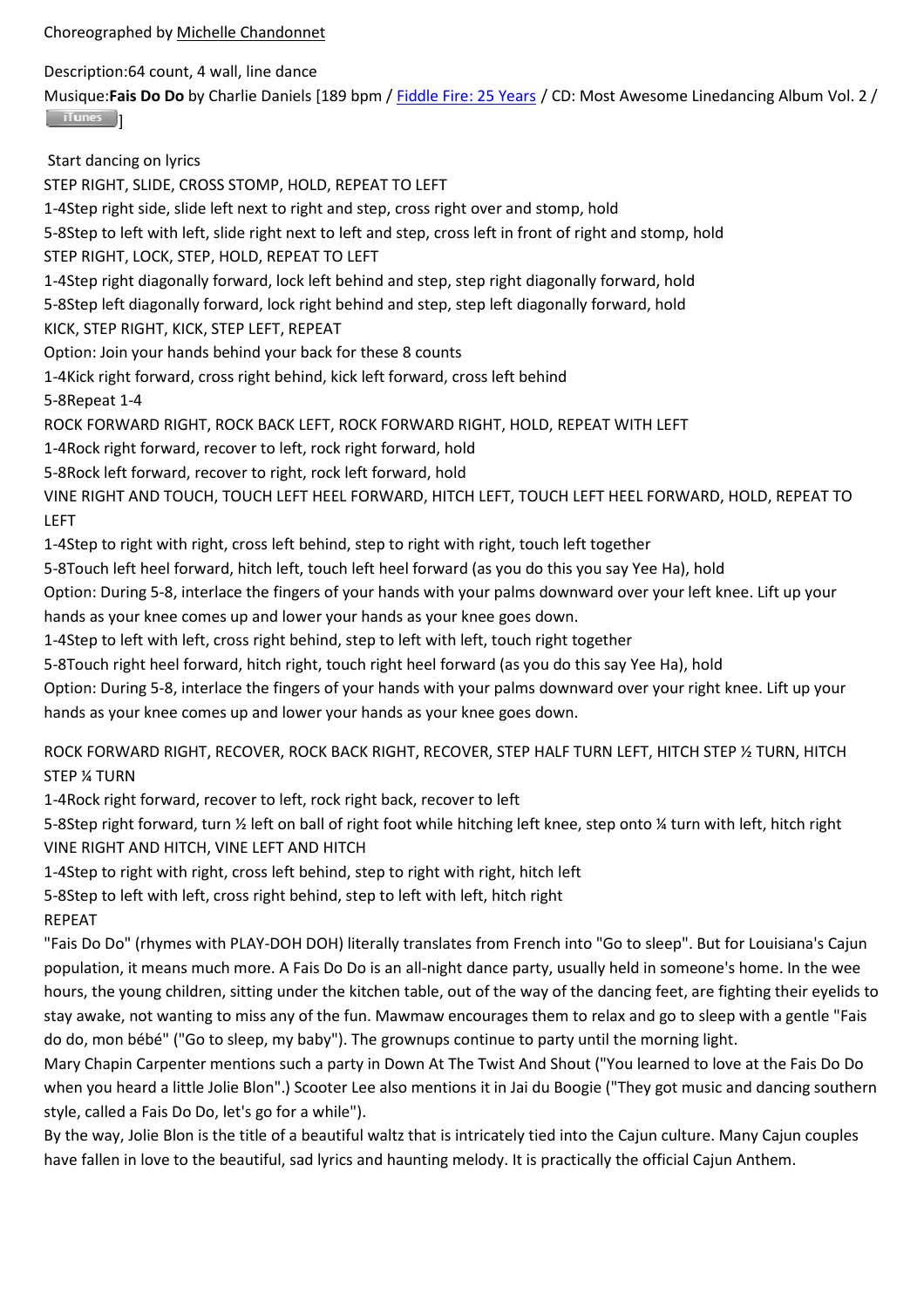Choreographed by Michelle Chandonnet

Description:64 count, 4 wall, line dance

Musique:**Fais Do Do** by Charlie Daniels [189 bpm / Fiddle Fire: 25 Years / CD: Most Awesome Linedancing Album Vol. 2 / iTunes]

Start dancing on lyrics

STEP RIGHT, SLIDE, CROSS STOMP, HOLD, REPEAT TO LEFT

1-4Step right side, slide left next to right and step, cross right over and stomp, hold

5-8Step to left with left, slide right next to left and step, cross left in front of right and stomp, hold

STEP RIGHT, LOCK, STEP, HOLD, REPEAT TO LEFT

1-4Step right diagonally forward, lock left behind and step, step right diagonally forward, hold

5-8Step left diagonally forward, lock right behind and step, step left diagonally forward, hold

KICK, STEP RIGHT, KICK, STEP LEFT, REPEAT

Option: Join your hands behind your back for these 8 counts

1-4Kick right forward, cross right behind, kick left forward, cross left behind

5-8Repeat 1-4

ROCK FORWARD RIGHT, ROCK BACK LEFT, ROCK FORWARD RIGHT, HOLD, REPEAT WITH LEFT

1-4Rock right forward, recover to left, rock right forward, hold

5-8Rock left forward, recover to right, rock left forward, hold

VINE RIGHT AND TOUCH, TOUCH LEFT HEEL FORWARD, HITCH LEFT, TOUCH LEFT HEEL FORWARD, HOLD, REPEAT TO LEFT

1-4Step to right with right, cross left behind, step to right with right, touch left together

5-8Touch left heel forward, hitch left, touch left heel forward (as you do this you say Yee Ha), hold

Option: During 5-8, interlace the fingers of your hands with your palms downward over your left knee. Lift up your hands as your knee comes up and lower your hands as your knee goes down.

1-4Step to left with left, cross right behind, step to left with left, touch right together

5-8Touch right heel forward, hitch right, touch right heel forward (as you do this say Yee Ha), hold

Option: During 5-8, interlace the fingers of your hands with your palms downward over your right knee. Lift up your hands as your knee comes up and lower your hands as your knee goes down.

ROCK FORWARD RIGHT, RECOVER, ROCK BACK RIGHT, RECOVER, STEP HALF TURN LEFT, HITCH STEP ½ TURN, HITCH STEP ¼ TURN

1-4Rock right forward, recover to left, rock right back, recover to left

5-8Step right forward, turn ½ left on ball of right foot while hitching left knee, step onto ¼ turn with left, hitch right

VINE RIGHT AND HITCH, VINE LEFT AND HITCH

1-4Step to right with right, cross left behind, step to right with right, hitch left

5-8Step to left with left, cross right behind, step to left with left, hitch right

REPEAT

"Fais Do Do" (rhymes with PLAY-DOH DOH) literally translates from French into "Go to sleep". But for Louisiana's Cajun population, it means much more. A Fais Do Do is an all-night dance party, usually held in someone's home. In the wee hours, the young children, sitting under the kitchen table, out of the way of the dancing feet, are fighting their eyelids to stay awake, not wanting to miss any of the fun. Mawmaw encourages them to relax and go to sleep with a gentle "Fais do do, mon bébé" ("Go to sleep, my baby"). The grownups continue to party until the morning light.

Mary Chapin Carpenter mentions such a party in Down At The Twist And Shout ("You learned to love at the Fais Do Do when you heard a little Jolie Blon".) Scooter Lee also mentions it in Jai du Boogie ("They got music and dancing southern style, called a Fais Do Do, let's go for a while").

By the way, Jolie Blon is the title of a beautiful waltz that is intricately tied into the Cajun culture. Many Cajun couples have fallen in love to the beautiful, sad lyrics and haunting melody. It is practically the official Cajun Anthem.